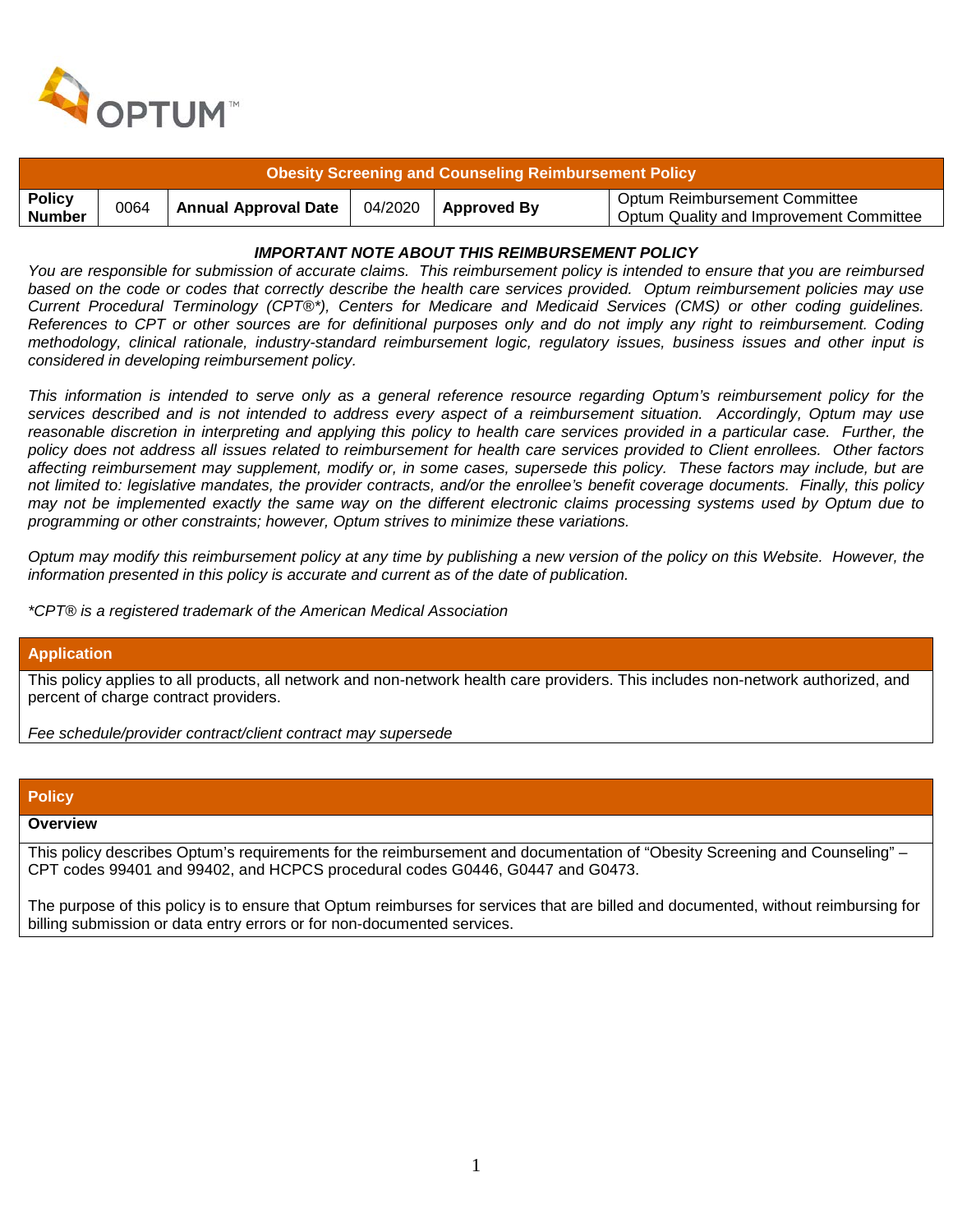# Obesity Screening and Counseling Reimbursement Policy

| Policy Number | 0064 | Annual Approval Date | 04/2020 | Approved By | Optum Reimbursement Committee<br>Optum Quality and Improvement Committee |
|---|---|---|---|---|---|

***IMPORTANT NOTE ABOUT THIS REIMBURSEMENT POLICY***

*You are responsible for submission of accurate claims. This reimbursement policy is intended to ensure that you are reimbursed based on the code or codes that correctly describe the health care services provided. Optum reimbursement policies may use Current Procedural Terminology (CPT®*), Centers for Medicare and Medicaid Services (CMS) or other coding guidelines. References to CPT or other sources are for definitional purposes only and do not imply any right to reimbursement. Coding methodology, clinical rationale, industry-standard reimbursement logic, regulatory issues, business issues and other input is considered in developing reimbursement policy.*

*This information is intended to serve only as a general reference resource regarding Optum's reimbursement policy for the services described and is not intended to address every aspect of a reimbursement situation. Accordingly, Optum may use reasonable discretion in interpreting and applying this policy to health care services provided in a particular case. Further, the policy does not address all issues related to reimbursement for health care services provided to Client enrollees. Other factors affecting reimbursement may supplement, modify or, in some cases, supersede this policy. These factors may include, but are not limited to: legislative mandates, the provider contracts, and/or the enrollee's benefit coverage documents. Finally, this policy may not be implemented exactly the same way on the different electronic claims processing systems used by Optum due to programming or other constraints; however, Optum strives to minimize these variations.*

*Optum may modify this reimbursement policy at any time by publishing a new version of the policy on this Website. However, the information presented in this policy is accurate and current as of the date of publication.*

*\*CPT® is a registered trademark of the American Medical Association*

## Application

This policy applies to all products, all network and non-network health care providers. This includes non-network authorized, and percent of charge contract providers.

*Fee schedule/provider contract/client contract may supersede*

## Policy

### Overview

This policy describes Optum's requirements for the reimbursement and documentation of "Obesity Screening and Counseling" – CPT codes 99401 and 99402, and HCPCS procedural codes G0446, G0447 and G0473.

The purpose of this policy is to ensure that Optum reimburses for services that are billed and documented, without reimbursing for billing submission or data entry errors or for non-documented services.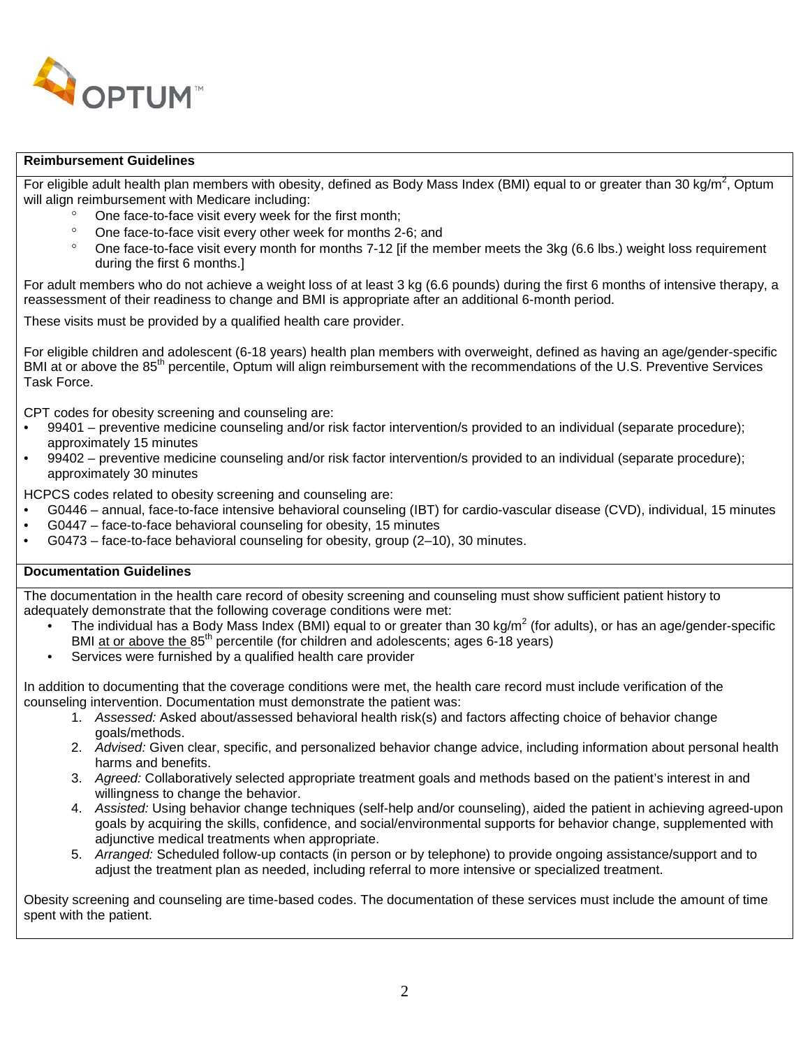OPTUM™

**Reimbursement Guidelines**

For eligible adult health plan members with obesity, defined as Body Mass Index (BMI) equal to or greater than 30 kg/$m^2$, Optum will align reimbursement with Medicare including:

- One face-to-face visit every week for the first month;
- One face-to-face visit every other week for months 2-6; and
- One face-to-face visit every month for months 7-12 [if the member meets the 3kg (6.6 lbs.) weight loss requirement during the first 6 months.]

For adult members who do not achieve a weight loss of at least 3 kg (6.6 pounds) during the first 6 months of intensive therapy, a reassessment of their readiness to change and BMI is appropriate after an additional 6-month period.

These visits must be provided by a qualified health care provider.

For eligible children and adolescent (6-18 years) health plan members with overweight, defined as having an age/gender-specific BMI at or above the 85th percentile, Optum will align reimbursement with the recommendations of the U.S. Preventive Services Task Force.

CPT codes for obesity screening and counseling are:

- 99401 – preventive medicine counseling and/or risk factor intervention/s provided to an individual (separate procedure); approximately 15 minutes
- 99402 – preventive medicine counseling and/or risk factor intervention/s provided to an individual (separate procedure); approximately 30 minutes

HCPCS codes related to obesity screening and counseling are:

- G0446 – annual, face-to-face intensive behavioral counseling (IBT) for cardio-vascular disease (CVD), individual, 15 minutes
- G0447 – face-to-face behavioral counseling for obesity, 15 minutes
- G0473 – face-to-face behavioral counseling for obesity, group (2–10), 30 minutes.

**Documentation Guidelines**

The documentation in the health care record of obesity screening and counseling must show sufficient patient history to adequately demonstrate that the following coverage conditions were met:

- The individual has a Body Mass Index (BMI) equal to or greater than 30 kg/$m^2$ (for adults), or has an age/gender-specific BMI at or above the 85th percentile (for children and adolescents; ages 6-18 years)
- Services were furnished by a qualified health care provider

In addition to documenting that the coverage conditions were met, the health care record must include verification of the counseling intervention. Documentation must demonstrate the patient was:

1. *Assessed:* Asked about/assessed behavioral health risk(s) and factors affecting choice of behavior change goals/methods.
2. *Advised:* Given clear, specific, and personalized behavior change advice, including information about personal health harms and benefits.
3. *Agreed:* Collaboratively selected appropriate treatment goals and methods based on the patient's interest in and willingness to change the behavior.
4. *Assisted:* Using behavior change techniques (self-help and/or counseling), aided the patient in achieving agreed-upon goals by acquiring the skills, confidence, and social/environmental supports for behavior change, supplemented with adjunctive medical treatments when appropriate.
5. *Arranged:* Scheduled follow-up contacts (in person or by telephone) to provide ongoing assistance/support and to adjust the treatment plan as needed, including referral to more intensive or specialized treatment.

Obesity screening and counseling are time-based codes. The documentation of these services must include the amount of time spent with the patient.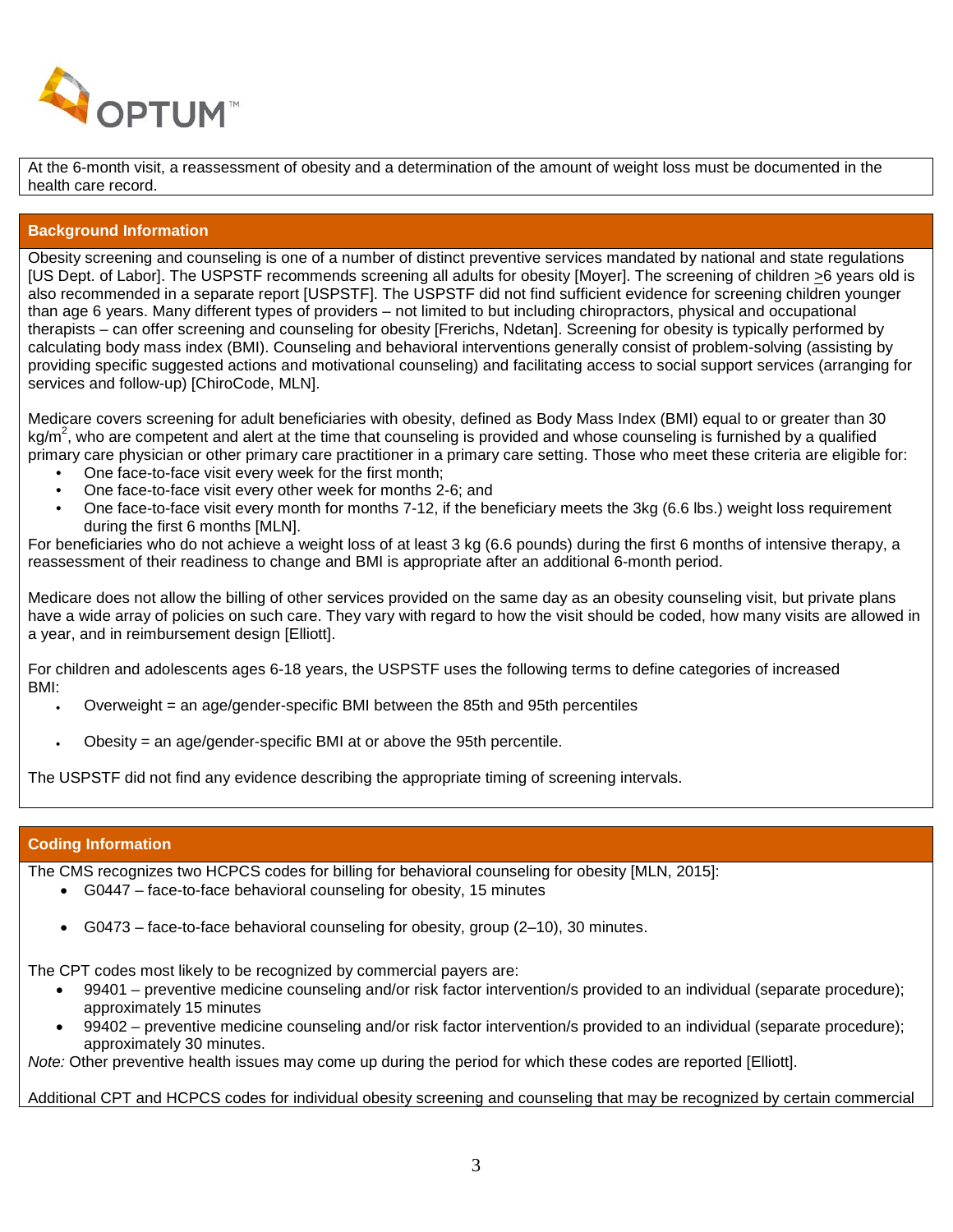At the 6-month visit, a reassessment of obesity and a determination of the amount of weight loss must be documented in the health care record.

## Background Information

Obesity screening and counseling is one of a number of distinct preventive services mandated by national and state regulations [US Dept. of Labor]. The USPSTF recommends screening all adults for obesity [Moyer]. The screening of children ≥6 years old is also recommended in a separate report [USPSTF]. The USPSTF did not find sufficient evidence for screening children younger than age 6 years. Many different types of providers – not limited to but including chiropractors, physical and occupational therapists – can offer screening and counseling for obesity [Frerichs, Ndetan]. Screening for obesity is typically performed by calculating body mass index (BMI). Counseling and behavioral interventions generally consist of problem-solving (assisting by providing specific suggested actions and motivational counseling) and facilitating access to social support services (arranging for services and follow-up) [ChiroCode, MLN].

Medicare covers screening for adult beneficiaries with obesity, defined as Body Mass Index (BMI) equal to or greater than 30 $kg/m^2$, who are competent and alert at the time that counseling is provided and whose counseling is furnished by a qualified primary care physician or other primary care practitioner in a primary care setting. Those who meet these criteria are eligible for:

- One face-to-face visit every week for the first month;
- One face-to-face visit every other week for months 2-6; and
- One face-to-face visit every month for months 7-12, if the beneficiary meets the 3kg (6.6 lbs.) weight loss requirement during the first 6 months [MLN].

For beneficiaries who do not achieve a weight loss of at least 3 kg (6.6 pounds) during the first 6 months of intensive therapy, a reassessment of their readiness to change and BMI is appropriate after an additional 6-month period.

Medicare does not allow the billing of other services provided on the same day as an obesity counseling visit, but private plans have a wide array of policies on such care. They vary with regard to how the visit should be coded, how many visits are allowed in a year, and in reimbursement design [Elliott].

For children and adolescents ages 6-18 years, the USPSTF uses the following terms to define categories of increased BMI:

- Overweight = an age/gender-specific BMI between the 85th and 95th percentiles
- Obesity = an age/gender-specific BMI at or above the 95th percentile.

The USPSTF did not find any evidence describing the appropriate timing of screening intervals.

## Coding Information

The CMS recognizes two HCPCS codes for billing for behavioral counseling for obesity [MLN, 2015]:

- G0447 – face-to-face behavioral counseling for obesity, 15 minutes
- G0473 – face-to-face behavioral counseling for obesity, group (2–10), 30 minutes.

The CPT codes most likely to be recognized by commercial payers are:

- 99401 – preventive medicine counseling and/or risk factor intervention/s provided to an individual (separate procedure); approximately 15 minutes
- 99402 – preventive medicine counseling and/or risk factor intervention/s provided to an individual (separate procedure); approximately 30 minutes.

*Note:* Other preventive health issues may come up during the period for which these codes are reported [Elliott].

Additional CPT and HCPCS codes for individual obesity screening and counseling that may be recognized by certain commercial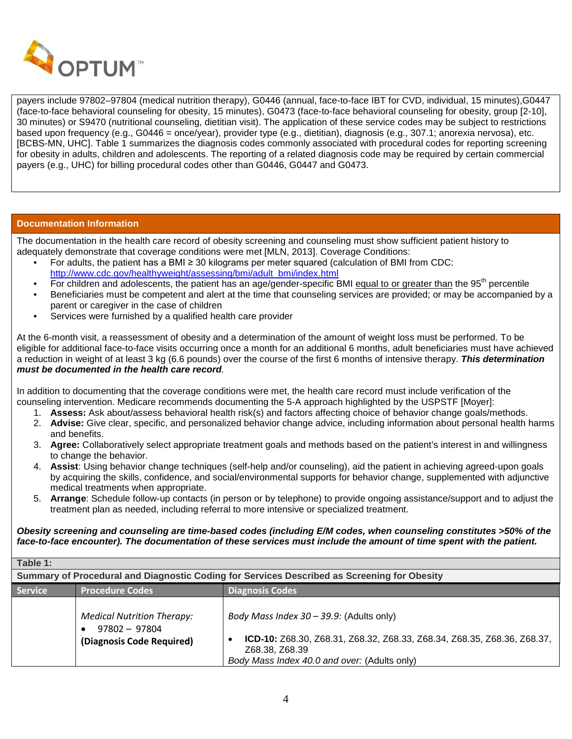payers include 97802–97804 (medical nutrition therapy), G0446 (annual, face-to-face IBT for CVD, individual, 15 minutes),G0447 (face-to-face behavioral counseling for obesity, 15 minutes), G0473 (face-to-face behavioral counseling for obesity, group [2-10], 30 minutes) or S9470 (nutritional counseling, dietitian visit). The application of these service codes may be subject to restrictions based upon frequency (e.g., G0446 = once/year), provider type (e.g., dietitian), diagnosis (e.g., 307.1; anorexia nervosa), etc. [BCBS-MN, UHC]. Table 1 summarizes the diagnosis codes commonly associated with procedural codes for reporting screening for obesity in adults, children and adolescents. The reporting of a related diagnosis code may be required by certain commercial payers (e.g., UHC) for billing procedural codes other than G0446, G0447 and G0473.

## Documentation Information

The documentation in the health care record of obesity screening and counseling must show sufficient patient history to adequately demonstrate that coverage conditions were met [MLN, 2013]. Coverage Conditions:

- For adults, the patient has a BMI ≥ 30 kilograms per meter squared (calculation of BMI from CDC: http://www.cdc.gov/healthyweight/assessing/bmi/adult_bmi/index.html
- For children and adolescents, the patient has an age/gender-specific BMI equal to or greater than the 95th percentile
- Beneficiaries must be competent and alert at the time that counseling services are provided; or may be accompanied by a parent or caregiver in the case of children
- Services were furnished by a qualified health care provider

At the 6-month visit, a reassessment of obesity and a determination of the amount of weight loss must be performed. To be eligible for additional face-to-face visits occurring once a month for an additional 6 months, adult beneficiaries must have achieved a reduction in weight of at least 3 kg (6.6 pounds) over the course of the first 6 months of intensive therapy. ***This determination must be documented in the health care record***.

In addition to documenting that the coverage conditions were met, the health care record must include verification of the counseling intervention. Medicare recommends documenting the 5-A approach highlighted by the USPSTF [Moyer]:

1. **Assess:** Ask about/assess behavioral health risk(s) and factors affecting choice of behavior change goals/methods.
2. **Advise:** Give clear, specific, and personalized behavior change advice, including information about personal health harms and benefits.
3. **Agree:** Collaboratively select appropriate treatment goals and methods based on the patient's interest in and willingness to change the behavior.
4. **Assist**: Using behavior change techniques (self-help and/or counseling), aid the patient in achieving agreed-upon goals by acquiring the skills, confidence, and social/environmental supports for behavior change, supplemented with adjunctive medical treatments when appropriate.
5. **Arrange**: Schedule follow-up contacts (in person or by telephone) to provide ongoing assistance/support and to adjust the treatment plan as needed, including referral to more intensive or specialized treatment.

***Obesity screening and counseling are time-based codes (including E/M codes, when counseling constitutes >50% of the face-to-face encounter). The documentation of these services must include the amount of time spent with the patient.***

**Table 1:**

**Summary of Procedural and Diagnostic Coding for Services Described as Screening for Obesity**

| Service | Procedure Codes | Diagnosis Codes |
|---|---|---|
| | *Medical Nutrition Therapy:* <br> • 97802 – 97804 <br> **(Diagnosis Code Required)** | *Body Mass Index 30 – 39.9:* (Adults only) <br> • **ICD-10:** Z68.30, Z68.31, Z68.32, Z68.33, Z68.34, Z68.35, Z68.36, Z68.37, Z68.38, Z68.39 <br> *Body Mass Index 40.0 and over:* (Adults only) |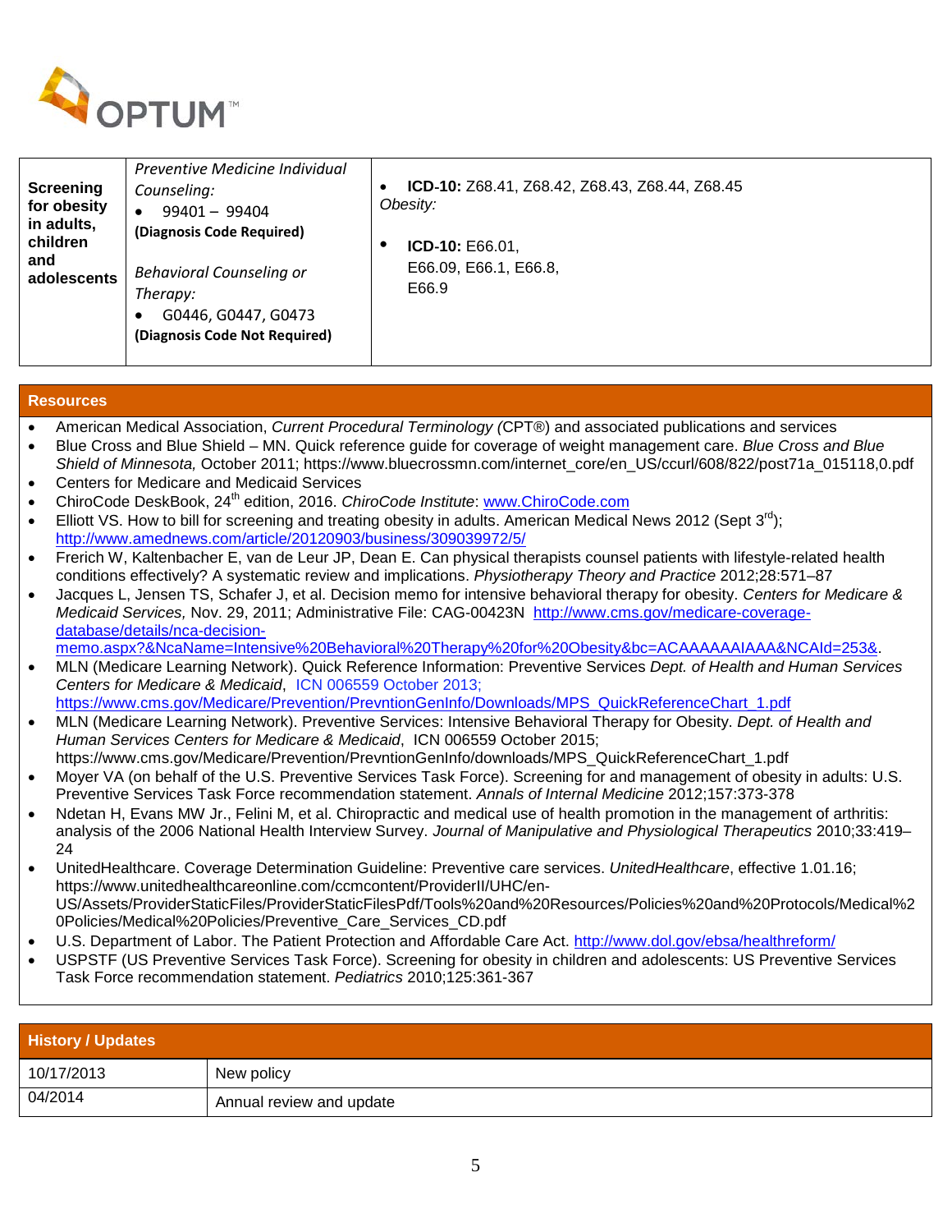| Screening for obesity in adults, children and adolescents | *Preventive Medicine Individual Counseling:*<br>• 99401 – 99404<br>**(Diagnosis Code Required)**<br><br>*Behavioral Counseling or Therapy:*<br>• G0446, G0447, G0473<br>**(Diagnosis Code Not Required)** | • **ICD-10:** Z68.41, Z68.42, Z68.43, Z68.44, Z68.45<br>*Obesity:*<br>• **ICD-10:** E66.01, E66.09, E66.1, E66.8, E66.9 |
|---|---|---|

## Resources

- American Medical Association, *Current Procedural Terminology (*CPT®) and associated publications and services
- Blue Cross and Blue Shield – MN. Quick reference guide for coverage of weight management care. *Blue Cross and Blue Shield of Minnesota,* October 2011; https://www.bluecrossmn.com/internet_core/en_US/ccurl/608/822/post71a_015118,0.pdf
- Centers for Medicare and Medicaid Services
- ChiroCode DeskBook, 24th edition, 2016. *ChiroCode Institute*: www.ChiroCode.com
- Elliott VS. How to bill for screening and treating obesity in adults. American Medical News 2012 (Sept 3rd); http://www.amednews.com/article/20120903/business/309039972/5/
- Frerich W, Kaltenbacher E, van de Leur JP, Dean E. Can physical therapists counsel patients with lifestyle-related health conditions effectively? A systematic review and implications. *Physiotherapy Theory and Practice* 2012;28:571–87
- Jacques L, Jensen TS, Schafer J, et al. Decision memo for intensive behavioral therapy for obesity. *Centers for Medicare & Medicaid Services,* Nov. 29, 2011; Administrative File: CAG-00423N http://www.cms.gov/medicare-coverage-database/details/nca-decision-memo.aspx?&NcaName=Intensive%20Behavioral%20Therapy%20for%20Obesity&bc=ACAAAAAAIAAA&NCAId=253&.
- MLN (Medicare Learning Network). Quick Reference Information: Preventive Services *Dept. of Health and Human Services Centers for Medicare & Medicaid*, ICN 006559 October 2013; https://www.cms.gov/Medicare/Prevention/PrevntionGenInfo/Downloads/MPS_QuickReferenceChart_1.pdf
- MLN (Medicare Learning Network). Preventive Services: Intensive Behavioral Therapy for Obesity. *Dept. of Health and Human Services Centers for Medicare & Medicaid*, ICN 006559 October 2015; https://www.cms.gov/Medicare/Prevention/PrevntionGenInfo/downloads/MPS_QuickReferenceChart_1.pdf
- Moyer VA (on behalf of the U.S. Preventive Services Task Force). Screening for and management of obesity in adults: U.S. Preventive Services Task Force recommendation statement. *Annals of Internal Medicine* 2012;157:373-378
- Ndetan H, Evans MW Jr., Felini M, et al. Chiropractic and medical use of health promotion in the management of arthritis: analysis of the 2006 National Health Interview Survey. *Journal of Manipulative and Physiological Therapeutics* 2010;33:419–24
- UnitedHealthcare. Coverage Determination Guideline: Preventive care services. *UnitedHealthcare*, effective 1.01.16; https://www.unitedhealthcareonline.com/ccmcontent/ProviderII/UHC/en-US/Assets/ProviderStaticFiles/ProviderStaticFilesPdf/Tools%20and%20Resources/Policies%20and%20Protocols/Medical%20Policies/Medical%20Policies/Preventive_Care_Services_CD.pdf
- U.S. Department of Labor. The Patient Protection and Affordable Care Act. http://www.dol.gov/ebsa/healthreform/
- USPSTF (US Preventive Services Task Force). Screening for obesity in children and adolescents: US Preventive Services Task Force recommendation statement. *Pediatrics* 2010;125:361-367

## History / Updates

| Date | Update |
|---|---|
| 10/17/2013 | New policy |
| 04/2014 | Annual review and update |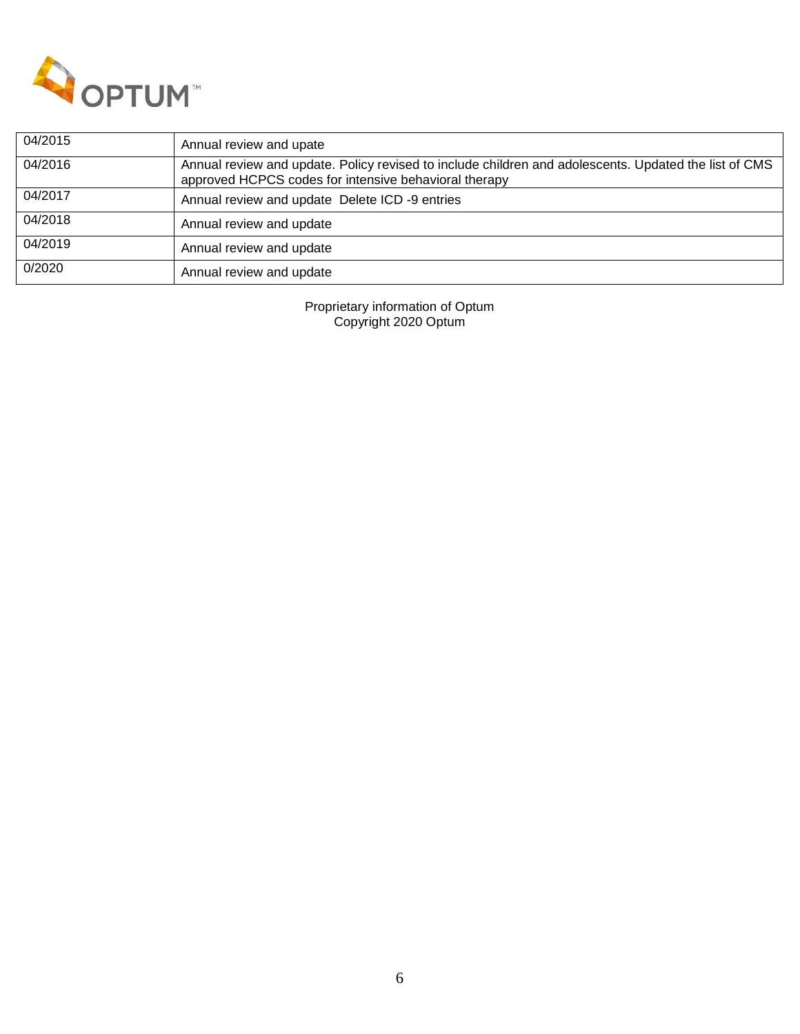| | |
|---|---|
| 04/2015 | Annual review and upate |
| 04/2016 | Annual review and update. Policy revised to include children and adolescents. Updated the list of CMS approved HCPCS codes for intensive behavioral therapy |
| 04/2017 | Annual review and update Delete ICD -9 entries |
| 04/2018 | Annual review and update |
| 04/2019 | Annual review and update |
| 0/2020 | Annual review and update |

Proprietary information of Optum
Copyright 2020 Optum